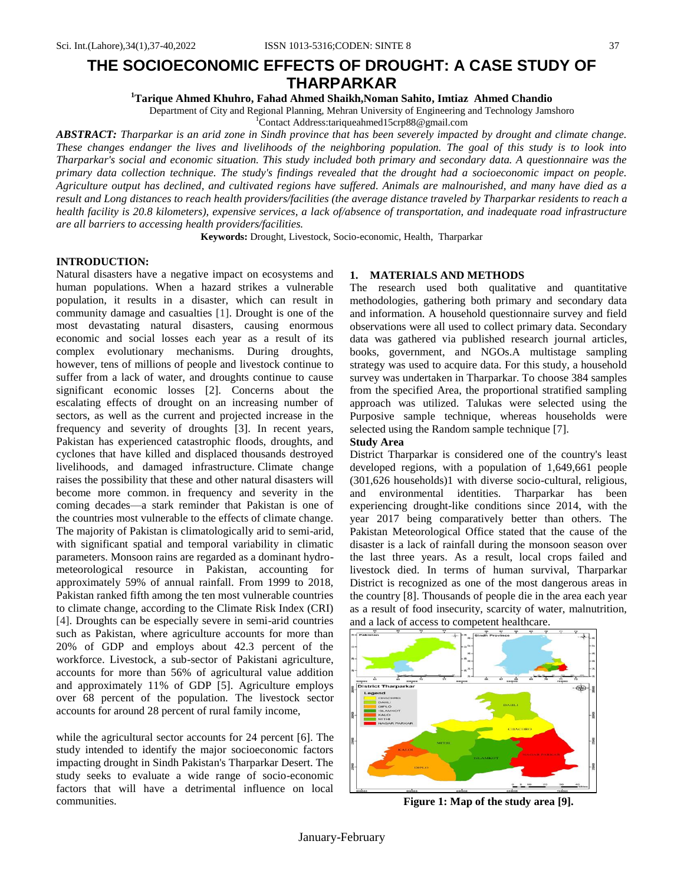# THE SOCIOECONOMIC EFFECTS OF DROUGHT: A CASE STUDY OF THARPARKAR

**[1]Tarique Ahmed Khuhro, Fahad Ahmed Shaikh,Noman Sahito, Imtiaz Ahmed Chandio**

Department of City and Regional Planning, Mehran University of Engineering and Technology Jamshoro

[1]Contact Address:tariqueahmed15crp88@gmail.com

***ABSTRACT:*** *Tharparkar is an arid zone in Sindh province that has been severely impacted by drought and climate change. These changes endanger the lives and livelihoods of the neighboring population. The goal of this study is to look into Tharparkar's social and economic situation. This study included both primary and secondary data. A questionnaire was the primary data collection technique. The study's findings revealed that the drought had a socioeconomic impact on people. Agriculture output has declined, and cultivated regions have suffered. Animals are malnourished, and many have died as a result and Long distances to reach health providers/facilities (the average distance traveled by Tharparkar residents to reach a health facility is 20.8 kilometers), expensive services, a lack of/absence of transportation, and inadequate road infrastructure are all barriers to accessing health providers/facilities.*

**Keywords:** Drought, Livestock, Socio-economic, Health, Tharparkar

## INTRODUCTION:

Natural disasters have a negative impact on ecosystems and human populations. When a hazard strikes a vulnerable population, it results in a disaster, which can result in community damage and casualties [1]. Drought is one of the most devastating natural disasters, causing enormous economic and social losses each year as a result of its complex evolutionary mechanisms. During droughts, however, tens of millions of people and livestock continue to suffer from a lack of water, and droughts continue to cause significant economic losses [2]. Concerns about the escalating effects of drought on an increasing number of sectors, as well as the current and projected increase in the frequency and severity of droughts [3]. In recent years, Pakistan has experienced catastrophic floods, droughts, and cyclones that have killed and displaced thousands destroyed livelihoods, and damaged infrastructure. Climate change raises the possibility that these and other natural disasters will become more common. in frequency and severity in the coming decades—a stark reminder that Pakistan is one of the countries most vulnerable to the effects of climate change. The majority of Pakistan is climatologically arid to semi-arid, with significant spatial and temporal variability in climatic parameters. Monsoon rains are regarded as a dominant hydro-meteorological resource in Pakistan, accounting for approximately 59% of annual rainfall. From 1999 to 2018, Pakistan ranked fifth among the ten most vulnerable countries to climate change, according to the Climate Risk Index (CRI) [4]. Droughts can be especially severe in semi-arid countries such as Pakistan, where agriculture accounts for more than 20% of GDP and employs about 42.3 percent of the workforce. Livestock, a sub-sector of Pakistani agriculture, accounts for more than 56% of agricultural value addition and approximately 11% of GDP [5]. Agriculture employs over 68 percent of the population. The livestock sector accounts for around 28 percent of rural family income,

while the agricultural sector accounts for 24 percent [6]. The study intended to identify the major socioeconomic factors impacting drought in Sindh Pakistan's Tharparkar Desert. The study seeks to evaluate a wide range of socio-economic factors that will have a detrimental influence on local communities.

## 1. MATERIALS AND METHODS

The research used both qualitative and quantitative methodologies, gathering both primary and secondary data and information. A household questionnaire survey and field observations were all used to collect primary data. Secondary data was gathered via published research journal articles, books, government, and NGOs.A multistage sampling strategy was used to acquire data. For this study, a household survey was undertaken in Tharparkar. To choose 384 samples from the specified Area, the proportional stratified sampling approach was utilized. Talukas were selected using the Purposive sample technique, whereas households were selected using the Random sample technique [7].

### Study Area

District Tharparkar is considered one of the country's least developed regions, with a population of 1,649,661 people (301,626 households)1 with diverse socio-cultural, religious, and environmental identities. Tharparkar has been experiencing drought-like conditions since 2014, with the year 2017 being comparatively better than others. The Pakistan Meteorological Office stated that the cause of the disaster is a lack of rainfall during the monsoon season over the last three years. As a result, local crops failed and livestock died. In terms of human survival, Tharparkar District is recognized as one of the most dangerous areas in the country [8]. Thousands of people die in the area each year as a result of food insecurity, scarcity of water, malnutrition, and a lack of access to competent healthcare.

**Figure 1: Map of the study area [9].**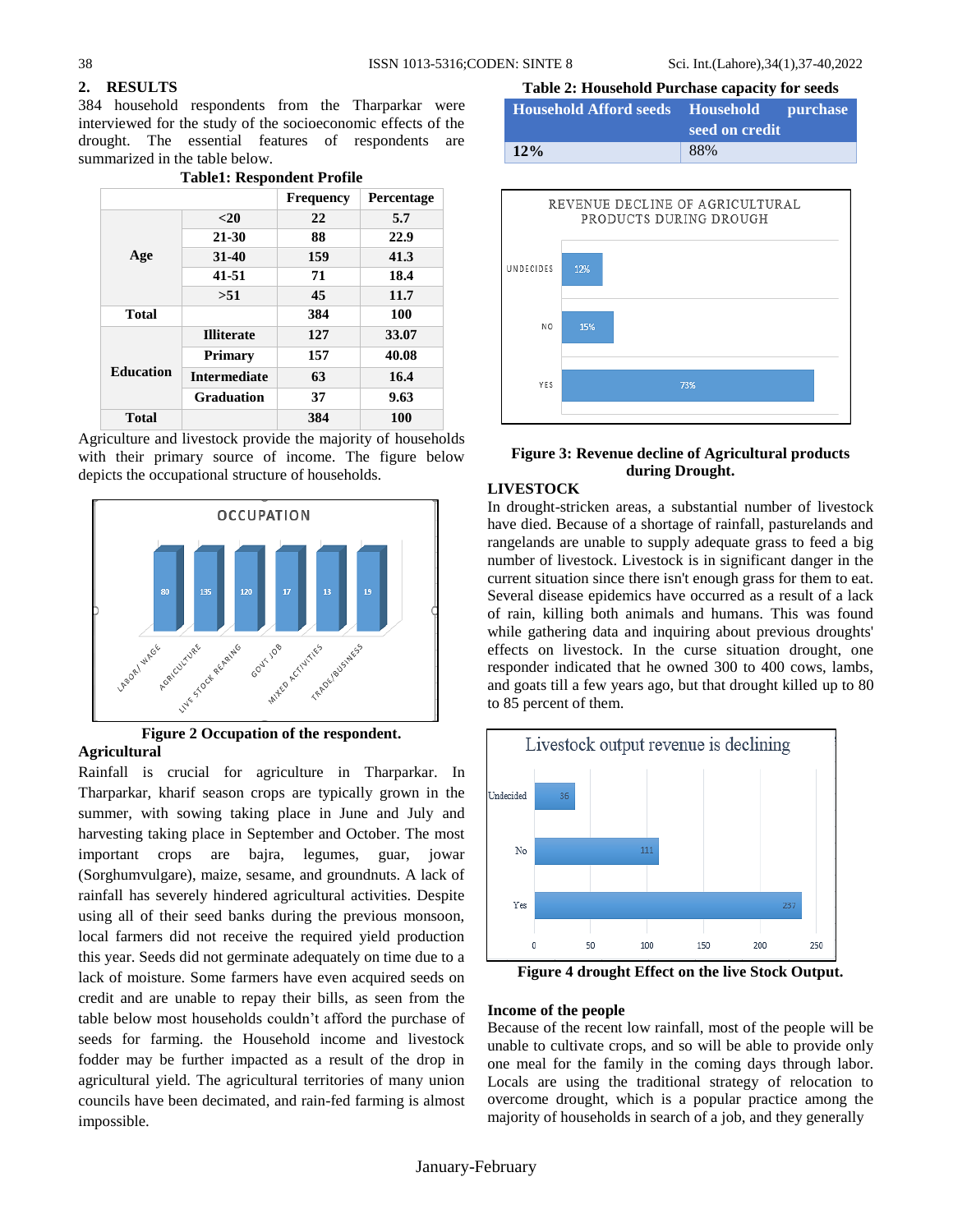## 2. RESULTS

384 household respondents from the Tharparkar were interviewed for the study of the socioeconomic effects of the drought. The essential features of respondents are summarized in the table below.

**Table1: Respondent Profile**

| | | Frequency | Percentage |
|---|---|---|---|
| Age | <20 | 22 | 5.7 |
| | 21-30 | 88 | 22.9 |
| | 31-40 | 159 | 41.3 |
| | 41-51 | 71 | 18.4 |
| | >51 | 45 | 11.7 |
| Total | | 384 | 100 |
| Education | Illiterate | 127 | 33.07 |
| | Primary | 157 | 40.08 |
| | Intermediate | 63 | 16.4 |
| | Graduation | 37 | 9.63 |
| Total | | 384 | 100 |

Agriculture and livestock provide the majority of households with their primary source of income. The figure below depicts the occupational structure of households.

**Figure 2 Occupation of the respondent.**

### Agricultural

Rainfall is crucial for agriculture in Tharparkar. In Tharparkar, kharif season crops are typically grown in the summer, with sowing taking place in June and July and harvesting taking place in September and October. The most important crops are bajra, legumes, guar, jowar (Sorghumvulgare), maize, sesame, and groundnuts. A lack of rainfall has severely hindered agricultural activities. Despite using all of their seed banks during the previous monsoon, local farmers did not receive the required yield production this year. Seeds did not germinate adequately on time due to a lack of moisture. Some farmers have even acquired seeds on credit and are unable to repay their bills, as seen from the table below most households couldn't afford the purchase of seeds for farming. the Household income and livestock fodder may be further impacted as a result of the drop in agricultural yield. The agricultural territories of many union councils have been decimated, and rain-fed farming is almost impossible.

**Table 2: Household Purchase capacity for seeds**

| Household Afford seeds | Household purchase seed on credit |
|---|---|
| 12% | 88% |

**Figure 3: Revenue decline of Agricultural products during Drought.**

### LIVESTOCK

In drought-stricken areas, a substantial number of livestock have died. Because of a shortage of rainfall, pasturelands and rangelands are unable to supply adequate grass to feed a big number of livestock. Livestock is in significant danger in the current situation since there isn't enough grass for them to eat. Several disease epidemics have occurred as a result of a lack of rain, killing both animals and humans. This was found while gathering data and inquiring about previous droughts' effects on livestock. In the curse situation drought, one responder indicated that he owned 300 to 400 cows, lambs, and goats till a few years ago, but that drought killed up to 80 to 85 percent of them.

**Figure 4 drought Effect on the live Stock Output.**

### Income of the people

Because of the recent low rainfall, most of the people will be unable to cultivate crops, and so will be able to provide only one meal for the family in the coming days through labor. Locals are using the traditional strategy of relocation to overcome drought, which is a popular practice among the majority of households in search of a job, and they generally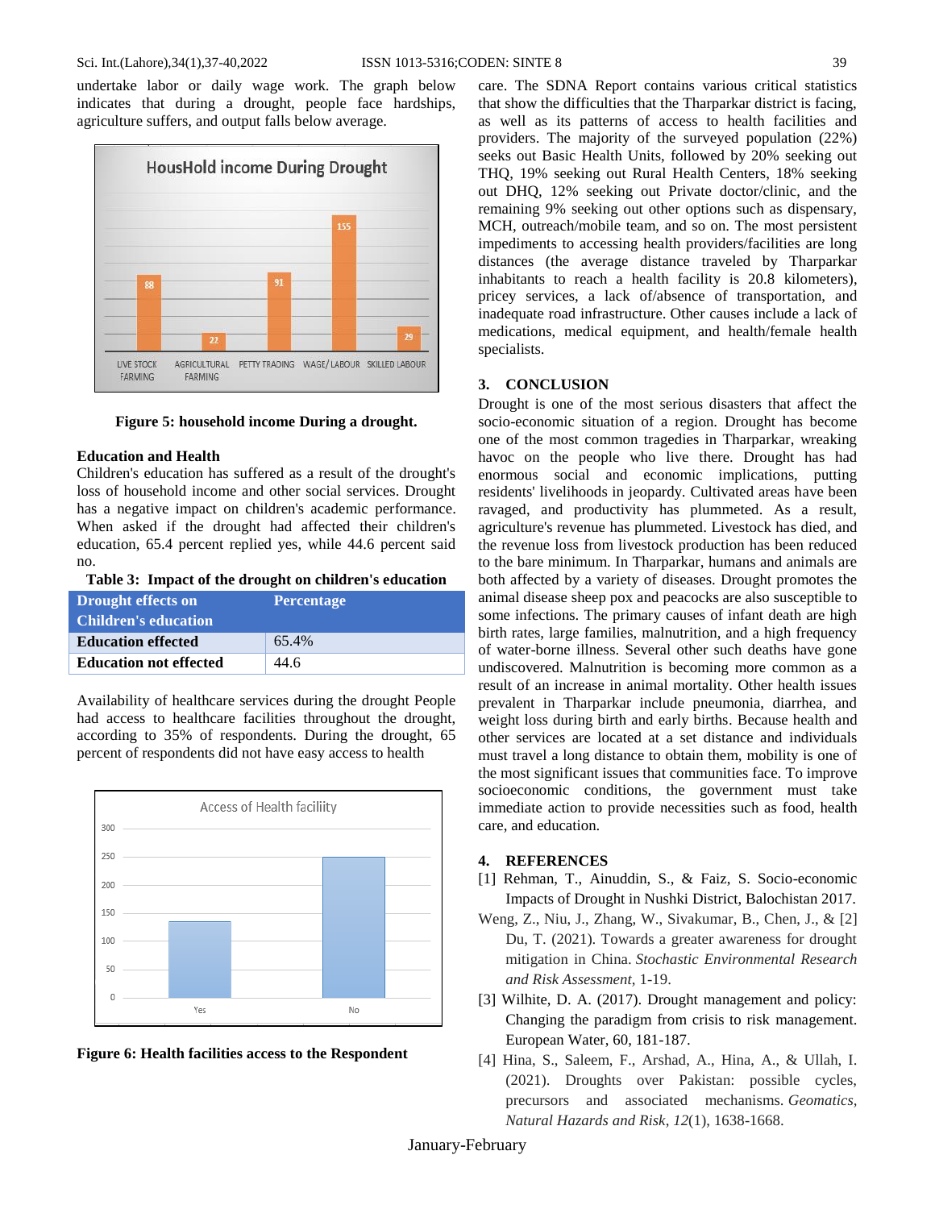undertake labor or daily wage work. The graph below indicates that during a drought, people face hardships, agriculture suffers, and output falls below average.

**Figure 5: household income During a drought.**

### Education and Health

Children's education has suffered as a result of the drought's loss of household income and other social services. Drought has a negative impact on children's academic performance. When asked if the drought had affected their children's education, 65.4 percent replied yes, while 44.6 percent said no.

**Table 3: Impact of the drought on children's education**

| Drought effects on Children's education | Percentage |
|---|---|
| **Education effected** | 65.4% |
| **Education not effected** | 44.6 |

Availability of healthcare services during the drought People had access to healthcare facilities throughout the drought, according to 35% of respondents. During the drought, 65 percent of respondents did not have easy access to health care. The SDNA Report contains various critical statistics that show the difficulties that the Tharparkar district is facing, as well as its patterns of access to health facilities and providers. The majority of the surveyed population (22%) seeks out Basic Health Units, followed by 20% seeking out THQ, 19% seeking out Rural Health Centers, 18% seeking out DHQ, 12% seeking out Private doctor/clinic, and the remaining 9% seeking out other options such as dispensary, MCH, outreach/mobile team, and so on. The most persistent impediments to accessing health providers/facilities are long distances (the average distance traveled by Tharparkar inhabitants to reach a health facility is 20.8 kilometers), pricey services, a lack of/absence of transportation, and inadequate road infrastructure. Other causes include a lack of medications, medical equipment, and health/female health specialists.

**Figure 6: Health facilities access to the Respondent**

## 3. CONCLUSION

Drought is one of the most serious disasters that affect the socio-economic situation of a region. Drought has become one of the most common tragedies in Tharparkar, wreaking havoc on the people who live there. Drought has had enormous social and economic implications, putting residents' livelihoods in jeopardy. Cultivated areas have been ravaged, and productivity has plummeted. As a result, agriculture's revenue has plummeted. Livestock has died, and the revenue loss from livestock production has been reduced to the bare minimum. In Tharparkar, humans and animals are both affected by a variety of diseases. Drought promotes the animal disease sheep pox and peacocks are also susceptible to some infections. The primary causes of infant death are high birth rates, large families, malnutrition, and a high frequency of water-borne illness. Several other such deaths have gone undiscovered. Malnutrition is becoming more common as a result of an increase in animal mortality. Other health issues prevalent in Tharparkar include pneumonia, diarrhea, and weight loss during birth and early births. Because health and other services are located at a set distance and individuals must travel a long distance to obtain them, mobility is one of the most significant issues that communities face. To improve socioeconomic conditions, the government must take immediate action to provide necessities such as food, health care, and education.

## 4. REFERENCES

[1] Rehman, T., Ainuddin, S., & Faiz, S. Socio-economic Impacts of Drought in Nushki District, Balochistan 2017.

Weng, Z., Niu, J., Zhang, W., Sivakumar, B., Chen, J., & [2] Du, T. (2021). Towards a greater awareness for drought mitigation in China. *Stochastic Environmental Research and Risk Assessment*, 1-19.

[3] Wilhite, D. A. (2017). Drought management and policy: Changing the paradigm from crisis to risk management. European Water, 60, 181-187.

[4] Hina, S., Saleem, F., Arshad, A., Hina, A., & Ullah, I. (2021). Droughts over Pakistan: possible cycles, precursors and associated mechanisms. *Geomatics, Natural Hazards and Risk*, *12*(1), 1638-1668.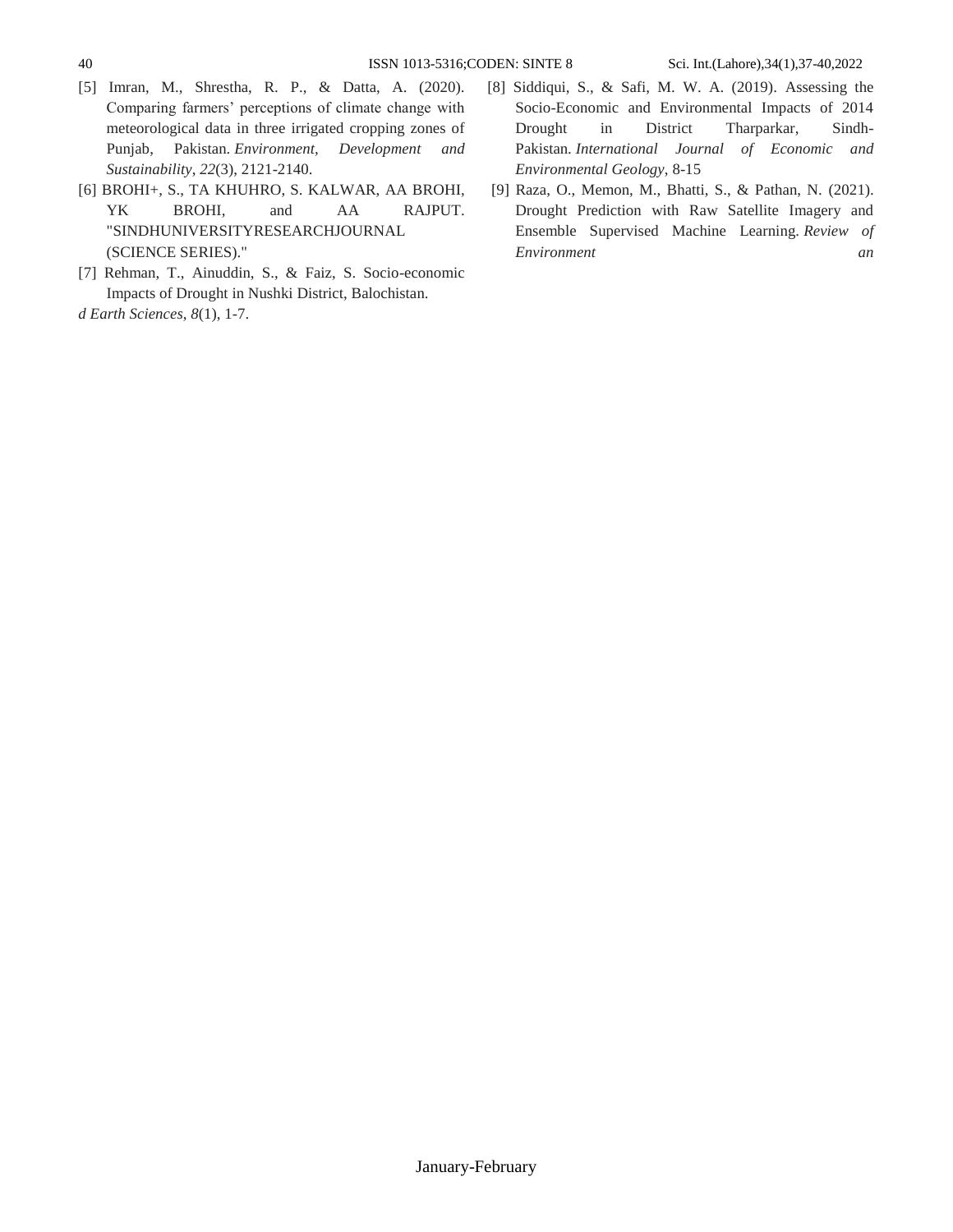[5] Imran, M., Shrestha, R. P., & Datta, A. (2020). Comparing farmers' perceptions of climate change with meteorological data in three irrigated cropping zones of Punjab, Pakistan. *Environment, Development and Sustainability*, *22*(3), 2121-2140.

[6] BROHI+, S., TA KHUHRO, S. KALWAR, AA BROHI, YK BROHI, and AA RAJPUT. "SINDHUNIVERSITYRESEARCHJOURNAL (SCIENCE SERIES)."

[7] Rehman, T., Ainuddin, S., & Faiz, S. Socio-economic Impacts of Drought in Nushki District, Balochistan.

[8] Siddiqui, S., & Safi, M. W. A. (2019). Assessing the Socio-Economic and Environmental Impacts of 2014 Drought in District Tharparkar, Sindh-Pakistan. *International Journal of Economic and Environmental Geology*, 8-15

[9] Raza, O., Memon, M., Bhatti, S., & Pathan, N. (2021). Drought Prediction with Raw Satellite Imagery and Ensemble Supervised Machine Learning. *Review of Environment an*

*d Earth Sciences*, *8*(1), 1-7.